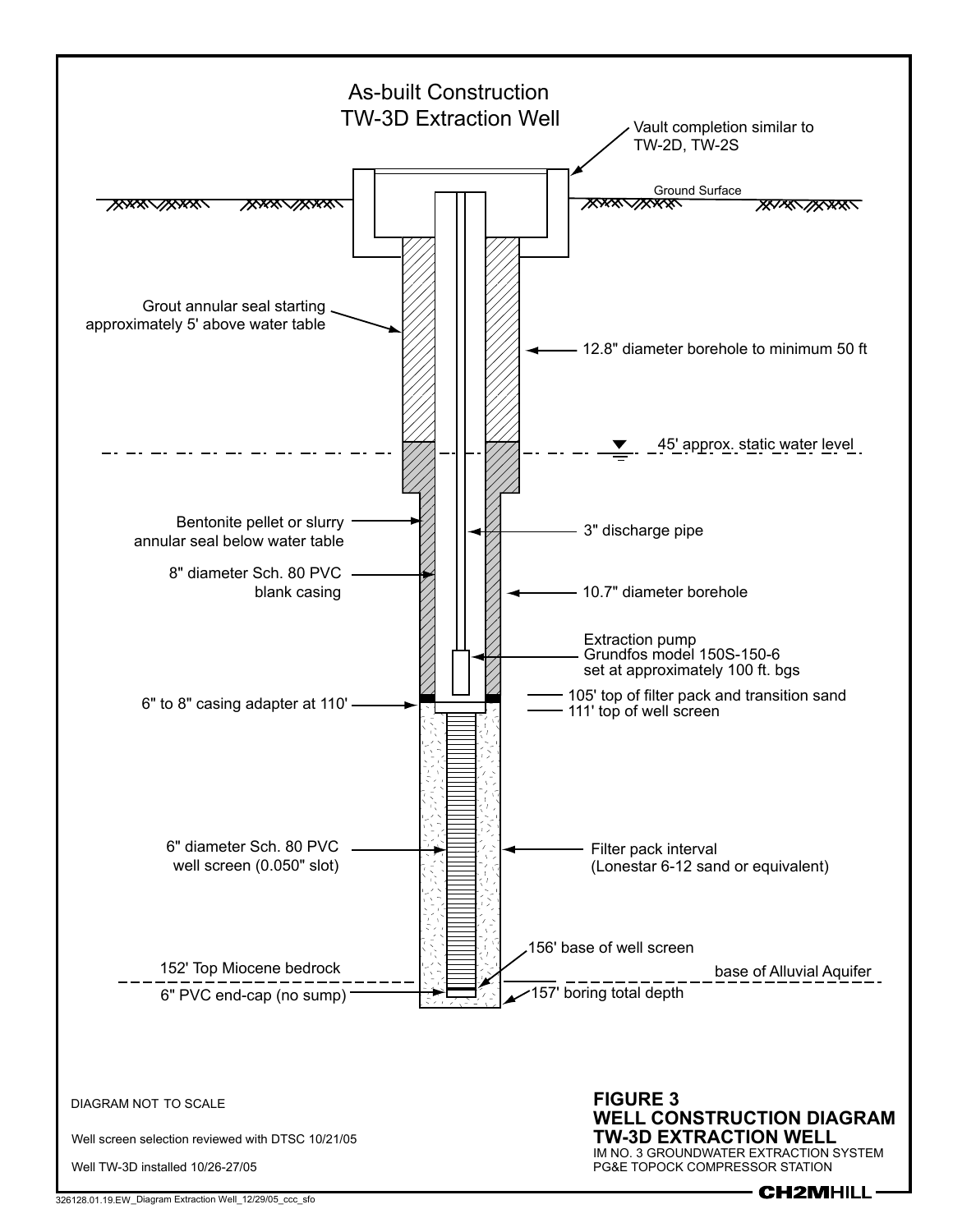# As-built Construction
# TW-3D Extraction Well

Vault completion similar to TW-2D, TW-2S

Ground Surface

Grout annular seal starting approximately 5' above water table

12.8" diameter borehole to minimum 50 ft

45' approx. static water level

Bentonite pellet or slurry annular seal below water table

3" discharge pipe

8" diameter Sch. 80 PVC blank casing

10.7" diameter borehole

Extraction pump
Grundfos model 150S-150-6
set at approximately 100 ft. bgs

105' top of filter pack and transition sand

6" to 8" casing adapter at 110'

111' top of well screen

6" diameter Sch. 80 PVC well screen (0.050" slot)

Filter pack interval
(Lonestar 6-12 sand or equivalent)

156' base of well screen

152' Top Miocene bedrock

base of Alluvial Aquifer

6" PVC end-cap (no sump)

157' boring total depth

DIAGRAM NOT TO SCALE

Well screen selection reviewed with DTSC 10/21/05

Well TW-3D installed 10/26-27/05

**FIGURE 3**
**WELL CONSTRUCTION DIAGRAM**
**TW-3D EXTRACTION WELL**
IM NO. 3 GROUNDWATER EXTRACTION SYSTEM
PG&E TOPOCK COMPRESSOR STATION

**CH2MHILL**

326128.01.19.EW_Diagram Extraction Well_12/29/05_ccc_sfo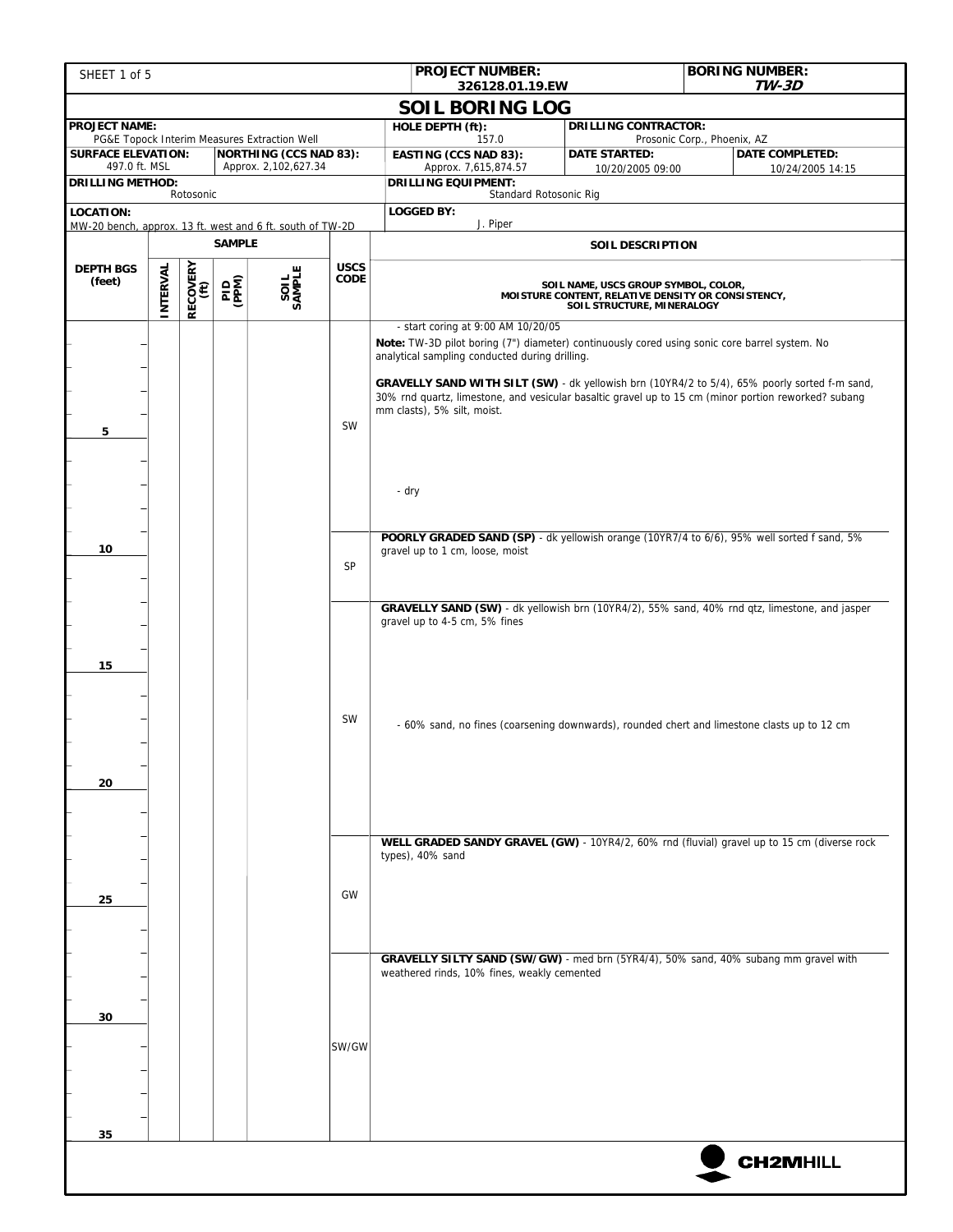| | | |
|---|---|---|
| SHEET 1 of 5 | **PROJECT NUMBER:** 326128.01.19.EW | **BORING NUMBER:** *TW-3D* |

# SOIL BORING LOG

| | | | | |
|---|---|---|---|---|
| **PROJECT NAME:** PG&E Topock Interim Measures Extraction Well | | **HOLE DEPTH (ft):** 157.0 | **DRILLING CONTRACTOR:** Prosonic Corp., Phoenix, AZ | |
| **SURFACE ELEVATION:** 497.0 ft. MSL | **NORTHING (CCS NAD 83):** Approx. 2,102,627.34 | **EASTING (CCS NAD 83):** Approx. 7,615,874.57 | **DATE STARTED:** 10/20/2005 09:00 | **DATE COMPLETED:** 10/24/2005 14:15 |
| **DRILLING METHOD:** Rotosonic | | **DRILLING EQUIPMENT:** Standard Rotosonic Rig | | |
| **LOCATION:** MW-20 bench, approx. 13 ft. west and 6 ft. south of TW-2D | | **LOGGED BY:** J. Piper | | |

| DEPTH BGS (feet) | SAMPLE: INTERVAL | SAMPLE: RECOVERY (ft) | SAMPLE: PID (PPM) | SAMPLE: SOIL SAMPLE | USCS CODE | SOIL DESCRIPTION (SOIL NAME, USCS GROUP SYMBOL, COLOR, MOISTURE CONTENT, RELATIVE DENSITY OR CONSISTENCY, SOIL STRUCTURE, MINERALOGY) |
|---|---|---|---|---|---|---|
| 0–9 | | | | | SW | - start coring at 9:00 AM 10/20/05<br>**Note:** TW-3D pilot boring (7") diameter) continuously cored using sonic core barrel system. No analytical sampling conducted during drilling.<br>**GRAVELLY SAND WITH SILT (SW)** - dk yellowish brn (10YR4/2 to 5/4), 65% poorly sorted f-m sand, 30% rnd quartz, limestone, and vesicular basaltic gravel up to 15 cm (minor portion reworked? subang mm clasts), 5% silt, moist.<br>- dry |
| 9–12 | | | | | SP | **POORLY GRADED SAND (SP)** - dk yellowish orange (10YR7/4 to 6/6), 95% well sorted f sand, 5% gravel up to 1 cm, loose, moist |
| 12–22 | | | | | SW | **GRAVELLY SAND (SW)** - dk yellowish brn (10YR4/2), 55% sand, 40% rnd qtz, limestone, and jasper gravel up to 4-5 cm, 5% fines<br>- 60% sand, no fines (coarsening downwards), rounded chert and limestone clasts up to 12 cm |
| 22–27 | | | | | GW | **WELL GRADED SANDY GRAVEL (GW)** - 10YR4/2, 60% rnd (fluvial) gravel up to 15 cm (diverse rock types), 40% sand |
| 27–35 | | | | | SW/GW | **GRAVELLY SILTY SAND (SW/GW)** - med brn (5YR4/4), 50% sand, 40% subang mm gravel with weathered rinds, 10% fines, weakly cemented |

CH2MHILL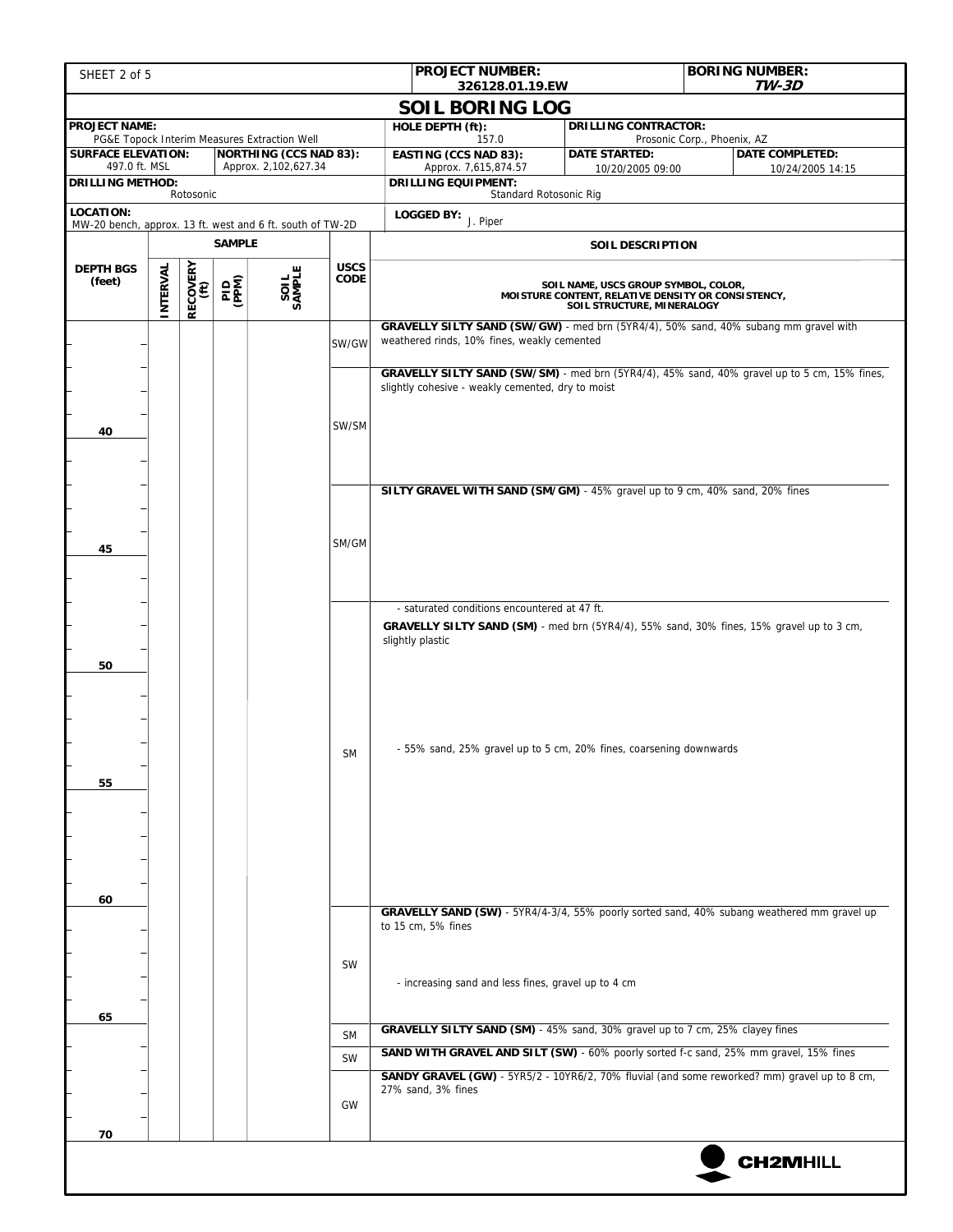| PROJECT NUMBER: 326128.01.19.EW | BORING NUMBER: *TW-3D* |
|---|---|

# SOIL BORING LOG

| | | | |
|---|---|---|---|
| **PROJECT NAME:** PG&E Topock Interim Measures Extraction Well | **HOLE DEPTH (ft):** 157.0 | **DRILLING CONTRACTOR:** Prosonic Corp., Phoenix, AZ | |
| **SURFACE ELEVATION:** 497.0 ft. MSL / **NORTHING (CCS NAD 83):** Approx. 2,102,627.34 | **EASTING (CCS NAD 83):** Approx. 7,615,874.57 | **DATE STARTED:** 10/20/2005 09:00 | **DATE COMPLETED:** 10/24/2005 14:15 |
| **DRILLING METHOD:** Rotosonic | **DRILLING EQUIPMENT:** Standard Rotosonic Rig | | |
| **LOCATION:** MW-20 bench, approx. 13 ft. west and 6 ft. south of TW-2D | **LOGGED BY:** J. Piper | | |

| DEPTH BGS (feet) | SAMPLE INTERVAL | RECOVERY (ft) | PID (PPM) | SOIL SAMPLE | USCS CODE | SOIL DESCRIPTION (SOIL NAME, USCS GROUP SYMBOL, COLOR, MOISTURE CONTENT, RELATIVE DENSITY OR CONSISTENCY, SOIL STRUCTURE, MINERALOGY) |
|---|---|---|---|---|---|---|
| | | | | | SW/GW | **GRAVELLY SILTY SAND (SW/GW)** - med brn (5YR4/4), 50% sand, 40% subang mm gravel with weathered rinds, 10% fines, weakly cemented |
| 40 | | | | | SW/SM | **GRAVELLY SILTY SAND (SW/SM)** - med brn (5YR4/4), 45% sand, 40% gravel up to 5 cm, 15% fines, slightly cohesive - weakly cemented, dry to moist |
| 45 | | | | | SM/GM | **SILTY GRAVEL WITH SAND (SM/GM)** - 45% gravel up to 9 cm, 40% sand, 20% fines |
| 50 | | | | | SM | - saturated conditions encountered at 47 ft.<br>**GRAVELLY SILTY SAND (SM)** - med brn (5YR4/4), 55% sand, 30% fines, 15% gravel up to 3 cm, slightly plastic |
| 55 | | | | | SM | - 55% sand, 25% gravel up to 5 cm, 20% fines, coarsening downwards |
| 60 | | | | | SW | **GRAVELLY SAND (SW)** - 5YR4/4-3/4, 55% poorly sorted sand, 40% subang weathered mm gravel up to 15 cm, 5% fines<br>- increasing sand and less fines, gravel up to 4 cm |
| 65 | | | | | SM | **GRAVELLY SILTY SAND (SM)** - 45% sand, 30% gravel up to 7 cm, 25% clayey fines |
| | | | | | SW | **SAND WITH GRAVEL AND SILT (SW)** - 60% poorly sorted f-c sand, 25% mm gravel, 15% fines |
| 70 | | | | | GW | **SANDY GRAVEL (GW)** - 5YR5/2 - 10YR6/2, 70% fluvial (and some reworked? mm) gravel up to 8 cm, 27% sand, 3% fines |

CH2MHILL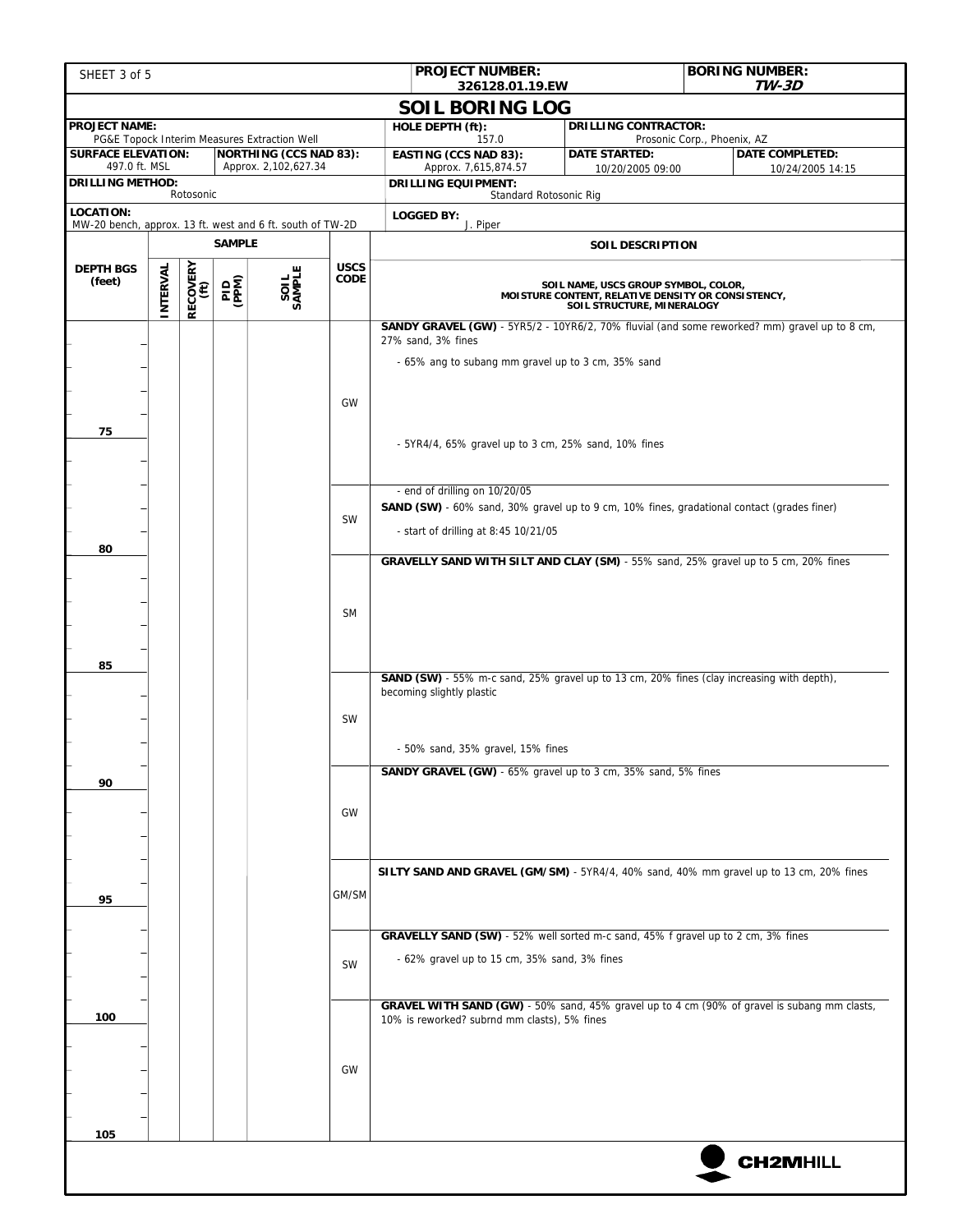SHEET 3 of 5

| PROJECT NUMBER: | BORING NUMBER: |
|---|---|
| 326128.01.19.EW | *TW-3D* |

# SOIL BORING LOG

| PROJECT NAME: | | HOLE DEPTH (ft): | DRILLING CONTRACTOR: | |
|---|---|---|---|---|
| PG&E Topock Interim Measures Extraction Well | | 157.0 | Prosonic Corp., Phoenix, AZ | |
| **SURFACE ELEVATION:** 497.0 ft. MSL | **NORTHING (CCS NAD 83):** Approx. 2,102,627.34 | **EASTING (CCS NAD 83):** Approx. 7,615,874.57 | **DATE STARTED:** 10/20/2005 09:00 | **DATE COMPLETED:** 10/24/2005 14:15 |
| **DRILLING METHOD:** Rotosonic | | **DRILLING EQUIPMENT:** Standard Rotosonic Rig | | |
| **LOCATION:** MW-20 bench, approx. 13 ft. west and 6 ft. south of TW-2D | | **LOGGED BY:** J. Piper | | |

| DEPTH BGS (feet) | SAMPLE: INTERVAL | RECOVERY (ft) | PID (PPM) | SOIL SAMPLE | USCS CODE | SOIL DESCRIPTION: SOIL NAME, USCS GROUP SYMBOL, COLOR, MOISTURE CONTENT, RELATIVE DENSITY OR CONSISTENCY, SOIL STRUCTURE, MINERALOGY |
|---|---|---|---|---|---|---|
| | | | | | GW | **SANDY GRAVEL (GW)** - 5YR5/2 - 10YR6/2, 70% fluvial (and some reworked? mm) gravel up to 8 cm, 27% sand, 3% fines<br>- 65% ang to subang mm gravel up to 3 cm, 35% sand |
| 75 | | | | | | - 5YR4/4, 65% gravel up to 3 cm, 25% sand, 10% fines<br>- end of drilling on 10/20/05 |
| | | | | | SW | **SAND (SW)** - 60% sand, 30% gravel up to 9 cm, 10% fines, gradational contact (grades finer)<br>- start of drilling at 8:45 10/21/05 |
| 80 | | | | | SM | **GRAVELLY SAND WITH SILT AND CLAY (SM)** - 55% sand, 25% gravel up to 5 cm, 20% fines |
| 85 | | | | | SW | **SAND (SW)** - 55% m-c sand, 25% gravel up to 13 cm, 20% fines (clay increasing with depth), becoming slightly plastic<br>- 50% sand, 35% gravel, 15% fines |
| 90 | | | | | GW | **SANDY GRAVEL (GW)** - 65% gravel up to 3 cm, 35% sand, 5% fines |
| 95 | | | | | GM/SM | **SILTY SAND AND GRAVEL (GM/SM)** - 5YR4/4, 40% sand, 40% mm gravel up to 13 cm, 20% fines |
| | | | | | SW | **GRAVELLY SAND (SW)** - 52% well sorted m-c sand, 45% f gravel up to 2 cm, 3% fines<br>- 62% gravel up to 15 cm, 35% sand, 3% fines |
| 100 | | | | | GW | **GRAVEL WITH SAND (GW)** - 50% sand, 45% gravel up to 4 cm (90% of gravel is subang mm clasts, 10% is reworked? subrnd mm clasts), 5% fines |
| 105 | | | | | | |

CH2MHILL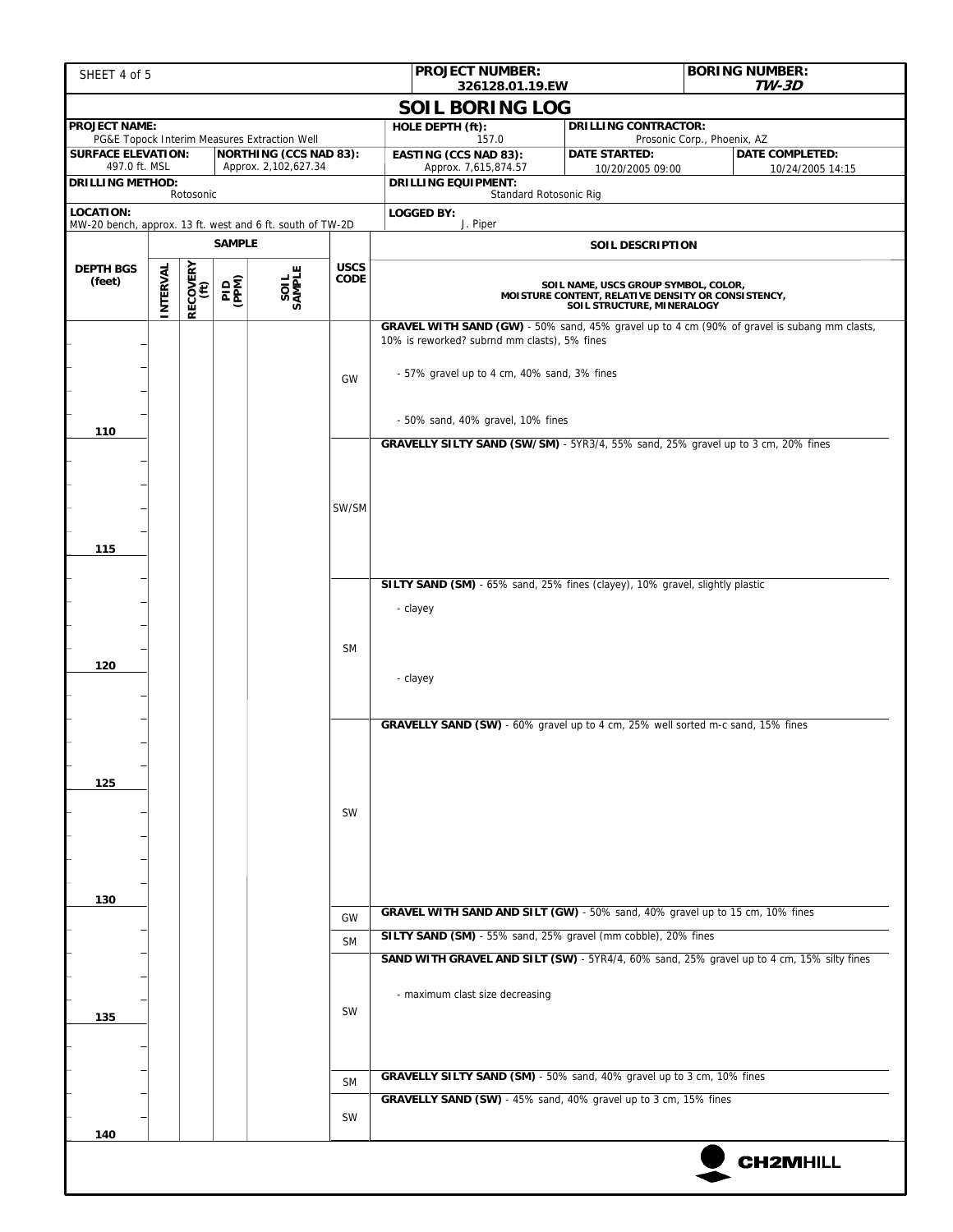| PROJECT NUMBER: 326128.01.19.EW | BORING NUMBER: TW-3D |
|---|---|

# SOIL BORING LOG

| PROJECT NAME: PG&E Topock Interim Measures Extraction Well | | HOLE DEPTH (ft): 157.0 | DRILLING CONTRACTOR: Prosonic Corp., Phoenix, AZ | |
|---|---|---|---|---|
| SURFACE ELEVATION: 497.0 ft. MSL | NORTHING (CCS NAD 83): Approx. 2,102,627.34 | EASTING (CCS NAD 83): Approx. 7,615,874.57 | DATE STARTED: 10/20/2005 09:00 | DATE COMPLETED: 10/24/2005 14:15 |
| DRILLING METHOD: Rotosonic | | DRILLING EQUIPMENT: Standard Rotosonic Rig | | |
| LOCATION: MW-20 bench, approx. 13 ft. west and 6 ft. south of TW-2D | | LOGGED BY: J. Piper | | |

| DEPTH BGS (feet) | SAMPLE INTERVAL | RECOVERY (ft) | PID (PPM) | SOIL SAMPLE | USCS CODE | SOIL DESCRIPTION (SOIL NAME, USCS GROUP SYMBOL, COLOR, MOISTURE CONTENT, RELATIVE DENSITY OR CONSISTENCY, SOIL STRUCTURE, MINERALOGY) |
|---|---|---|---|---|---|---|
| | | | | | GW | **GRAVEL WITH SAND (GW)** - 50% sand, 45% gravel up to 4 cm (90% of gravel is subang mm clasts, 10% is reworked? subrnd mm clasts), 5% fines<br>- 57% gravel up to 4 cm, 40% sand, 3% fines<br>- 50% sand, 40% gravel, 10% fines |
| 110 | | | | | SW/SM | **GRAVELLY SILTY SAND (SW/SM)** - 5YR3/4, 55% sand, 25% gravel up to 3 cm, 20% fines |
| 115 | | | | | SM | **SILTY SAND (SM)** - 65% sand, 25% fines (clayey), 10% gravel, slightly plastic<br>- clayey<br>- clayey |
| 120 | | | | | | |
| 125 | | | | | SW | **GRAVELLY SAND (SW)** - 60% gravel up to 4 cm, 25% well sorted m-c sand, 15% fines |
| 130 | | | | | GW | **GRAVEL WITH SAND AND SILT (GW)** - 50% sand, 40% gravel up to 15 cm, 10% fines |
| | | | | | SM | **SILTY SAND (SM)** - 55% sand, 25% gravel (mm cobble), 20% fines |
| | | | | | SW | **SAND WITH GRAVEL AND SILT (SW)** - 5YR4/4, 60% sand, 25% gravel up to 4 cm, 15% silty fines<br>- maximum clast size decreasing |
| 135 | | | | | | |
| | | | | | SM | **GRAVELLY SILTY SAND (SM)** - 50% sand, 40% gravel up to 3 cm, 10% fines |
| | | | | | SW | **GRAVELLY SAND (SW)** - 45% sand, 40% gravel up to 3 cm, 15% fines |
| 140 | | | | | | |

CH2MHILL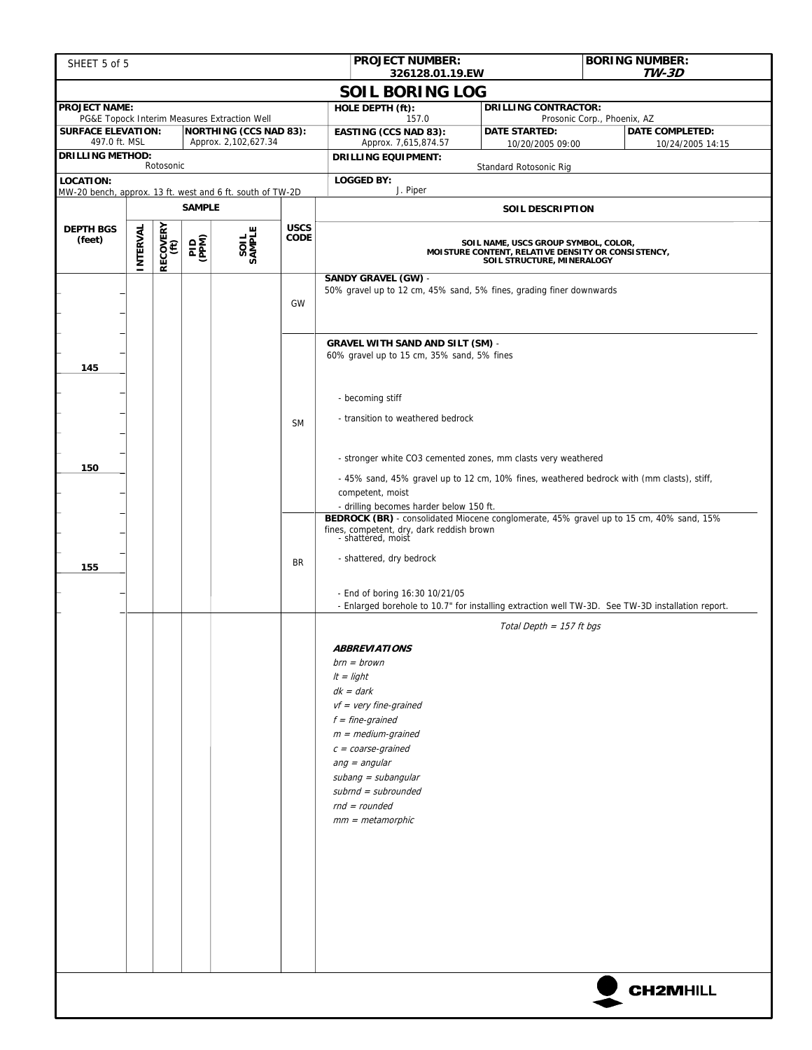| SHEET 5 of 5 | PROJECT NUMBER: 326128.01.19.EW | BORING NUMBER: TW-3D |
|---|---|---|

## SOIL BORING LOG

| | | | | |
|---|---|---|---|---|
| **PROJECT NAME:** PG&E Topock Interim Measures Extraction Well | | **HOLE DEPTH (ft):** 157.0 | **DRILLING CONTRACTOR:** Prosonic Corp., Phoenix, AZ | |
| **SURFACE ELEVATION:** 497.0 ft. MSL | **NORTHING (CCS NAD 83):** Approx. 2,102,627.34 | **EASTING (CCS NAD 83):** Approx. 7,615,874.57 | **DATE STARTED:** 10/20/2005 09:00 | **DATE COMPLETED:** 10/24/2005 14:15 |
| **DRILLING METHOD:** Rotosonic | | **DRILLING EQUIPMENT:** Standard Rotosonic Rig | | |
| **LOCATION:** MW-20 bench, approx. 13 ft. west and 6 ft. south of TW-2D | | **LOGGED BY:** J. Piper | | |

| DEPTH BGS (feet) | SAMPLE: INTERVAL | SAMPLE: RECOVERY (ft) | SAMPLE: PID (PPM) | SAMPLE: SOIL SAMPLE | USCS CODE | SOIL DESCRIPTION: SOIL NAME, USCS GROUP SYMBOL, COLOR, MOISTURE CONTENT, RELATIVE DENSITY OR CONSISTENCY, SOIL STRUCTURE, MINERALOGY |
|---|---|---|---|---|---|---|
| | | | | | GW | **SANDY GRAVEL (GW)** - 50% gravel up to 12 cm, 45% sand, 5% fines, grading finer downwards |
| 145 | | | | | SM | **GRAVEL WITH SAND AND SILT (SM)** - 60% gravel up to 15 cm, 35% sand, 5% fines<br>- becoming stiff<br>- transition to weathered bedrock |
| 150 | | | | | | - stronger white CO3 cemented zones, mm clasts very weathered<br>- 45% sand, 45% gravel up to 12 cm, 10% fines, weathered bedrock with (mm clasts), stiff, competent, moist<br>- drilling becomes harder below 150 ft. |
| 155 | | | | | BR | **BEDROCK (BR)** - consolidated Miocene conglomerate, 45% gravel up to 15 cm, 40% sand, 15% fines, competent, dry, dark reddish brown<br>- shattered, moist<br>- shattered, dry bedrock<br>- End of boring 16:30 10/21/05<br>- Enlarged borehole to 10.7" for installing extraction well TW-3D. See TW-3D installation report. |

*Total Depth = 157 ft bgs*

***ABBREVIATIONS***

*brn = brown*
*lt = light*
*dk = dark*
*vf = very fine-grained*
*f = fine-grained*
*m = medium-grained*
*c = coarse-grained*
*ang = angular*
*subang = subangular*
*subrnd = subrounded*
*rnd = rounded*
*mm = metamorphic*

CH2MHILL